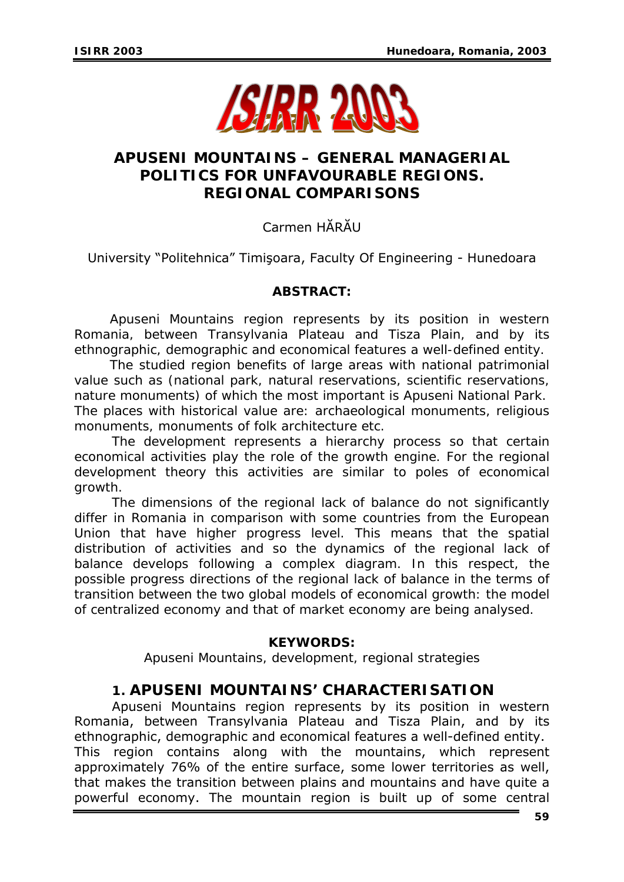# APUSENI MOUNTAINS – GENERAL MANAGERIAL POLITICS FOR UNFAVOURABLE REGIONS. REGIONAL COMPARISONS

Carmen HĂRĂU

University "Politehnica" Timişoara, Faculty Of Engineering - Hunedoara

**ABSTRACT:**

*Apuseni Mountains region represents by its position in western Romania, between Transylvania Plateau and Tisza Plain, and by its ethnographic, demographic and economical features a well-defined entity.*

*The studied region benefits of large areas with national patrimonial value such as (national park, natural reservations, scientific reservations, nature monuments) of which the most important is Apuseni National Park. The places with historical value are: archaeological monuments, religious monuments, monuments of folk architecture etc.*

*The development represents a hierarchy process so that certain economical activities play the role of the growth engine. For the regional development theory this activities are similar to poles of economical growth.*

*The dimensions of the regional lack of balance do not significantly differ in Romania in comparison with some countries from the European Union that have higher progress level. This means that the spatial distribution of activities and so the dynamics of the regional lack of balance develops following a complex diagram. In this respect, the possible progress directions of the regional lack of balance in the terms of transition between the two global models of economical growth: the model of centralized economy and that of market economy are being analysed.*

**KEYWORDS:**

*Apuseni Mountains, development, regional strategies*

## 1. APUSENI MOUNTAINS' CHARACTERISATION

Apuseni Mountains region represents by its position in western Romania, between Transylvania Plateau and Tisza Plain, and by its ethnographic, demographic and economical features a well-defined entity. This region contains along with the mountains, which represent approximately 76% of the entire surface, some lower territories as well, that makes the transition between plains and mountains and have quite a powerful economy. The mountain region is built up of some central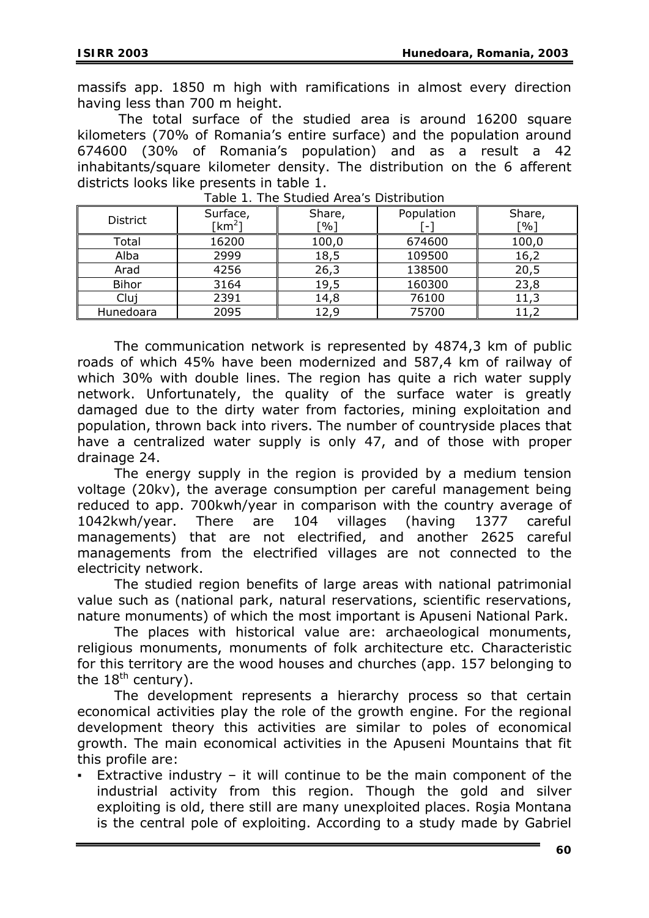massifs app. 1850 m high with ramifications in almost every direction having less than 700 m height.

The total surface of the studied area is around 16200 square kilometers (70% of Romania's entire surface) and the population around 674600 (30% of Romania's population) and as a result a 42 inhabitants/square kilometer density. The distribution on the 6 afferent districts looks like presents in table 1.

Table 1. The Studied Area's Distribution

| District | Surface, [km$^2$] | Share, [%] | Population [-] | Share, [%] |
|---|---|---|---|---|
| Total | 16200 | 100,0 | 674600 | 100,0 |
| Alba | 2999 | 18,5 | 109500 | 16,2 |
| Arad | 4256 | 26,3 | 138500 | 20,5 |
| Bihor | 3164 | 19,5 | 160300 | 23,8 |
| Cluj | 2391 | 14,8 | 76100 | 11,3 |
| Hunedoara | 2095 | 12,9 | 75700 | 11,2 |

The communication network is represented by 4874,3 km of public roads of which 45% have been modernized and 587,4 km of railway of which 30% with double lines. The region has quite a rich water supply network. Unfortunately, the quality of the surface water is greatly damaged due to the dirty water from factories, mining exploitation and population, thrown back into rivers. The number of countryside places that have a centralized water supply is only 47, and of those with proper drainage 24.

The energy supply in the region is provided by a medium tension voltage (20kv), the average consumption per careful management being reduced to app. 700kwh/year in comparison with the country average of 1042kwh/year. There are 104 villages (having 1377 careful managements) that are not electrified, and another 2625 careful managements from the electrified villages are not connected to the electricity network.

The studied region benefits of large areas with national patrimonial value such as (national park, natural reservations, scientific reservations, nature monuments) of which the most important is Apuseni National Park.

The places with historical value are: archaeological monuments, religious monuments, monuments of folk architecture etc. Characteristic for this territory are the wood houses and churches (app. 157 belonging to the 18$^{th}$ century).

The development represents a hierarchy process so that certain economical activities play the role of the growth engine. For the regional development theory this activities are similar to poles of economical growth. The main economical activities in the Apuseni Mountains that fit this profile are:

- Extractive industry – it will continue to be the main component of the industrial activity from this region. Though the gold and silver exploiting is old, there still are many unexploited places. Roşia Montana is the central pole of exploiting. According to a study made by Gabriel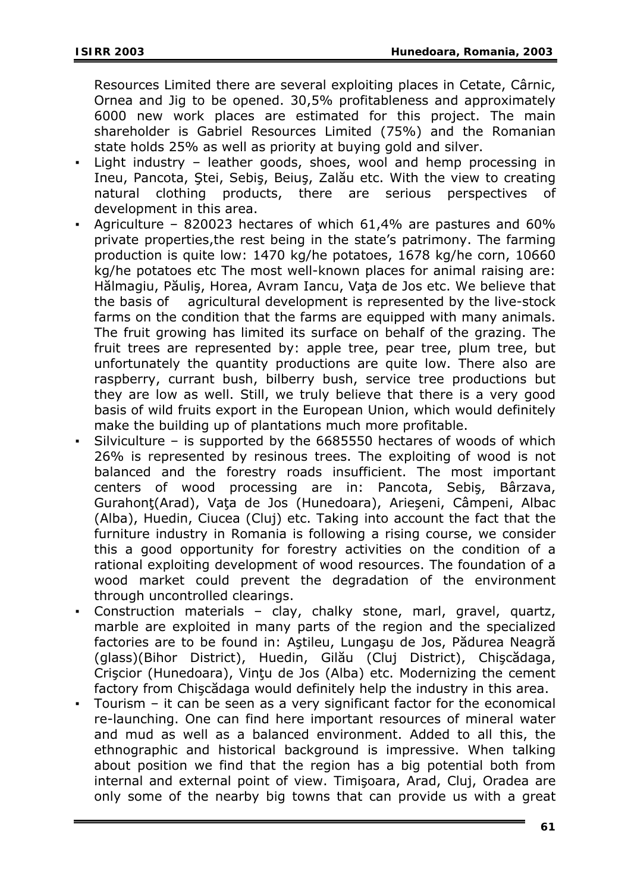Resources Limited there are several exploiting places in Cetate, Cârnic, Ornea and Jig to be opened. 30,5% profitableness and approximately 6000 new work places are estimated for this project. The main shareholder is Gabriel Resources Limited (75%) and the Romanian state holds 25% as well as priority at buying gold and silver.

- Light industry – leather goods, shoes, wool and hemp processing in Ineu, Pancota, Ştei, Sebiş, Beiuş, Zalău etc. With the view to creating natural clothing products, there are serious perspectives of development in this area.
- Agriculture – 820023 hectares of which 61,4% are pastures and 60% private properties,the rest being in the state's patrimony. The farming production is quite low: 1470 kg/he potatoes, 1678 kg/he corn, 10660 kg/he potatoes etc The most well-known places for animal raising are: Hălmagiu, Păuliş, Horea, Avram Iancu, Vaţa de Jos etc. We believe that the basis of agricultural development is represented by the live-stock farms on the condition that the farms are equipped with many animals. The fruit growing has limited its surface on behalf of the grazing. The fruit trees are represented by: apple tree, pear tree, plum tree, but unfortunately the quantity productions are quite low. There also are raspberry, currant bush, bilberry bush, service tree productions but they are low as well. Still, we truly believe that there is a very good basis of wild fruits export in the European Union, which would definitely make the building up of plantations much more profitable.
- Silviculture – is supported by the 6685550 hectares of woods of which 26% is represented by resinous trees. The exploiting of wood is not balanced and the forestry roads insufficient. The most important centers of wood processing are in: Pancota, Sebiş, Bârzava, Gurahonţ(Arad), Vaţa de Jos (Hunedoara), Arieşeni, Câmpeni, Albac (Alba), Huedin, Ciucea (Cluj) etc. Taking into account the fact that the furniture industry in Romania is following a rising course, we consider this a good opportunity for forestry activities on the condition of a rational exploiting development of wood resources. The foundation of a wood market could prevent the degradation of the environment through uncontrolled clearings.
- Construction materials – clay, chalky stone, marl, gravel, quartz, marble are exploited in many parts of the region and the specialized factories are to be found in: Aştileu, Lungaşu de Jos, Pădurea Neagră (glass)(Bihor District), Huedin, Gilău (Cluj District), Chişcădaga, Crişcior (Hunedoara), Vinţu de Jos (Alba) etc. Modernizing the cement factory from Chişcădaga would definitely help the industry in this area.
- Tourism – it can be seen as a very significant factor for the economical re-launching. One can find here important resources of mineral water and mud as well as a balanced environment. Added to all this, the ethnographic and historical background is impressive. When talking about position we find that the region has a big potential both from internal and external point of view. Timişoara, Arad, Cluj, Oradea are only some of the nearby big towns that can provide us with a great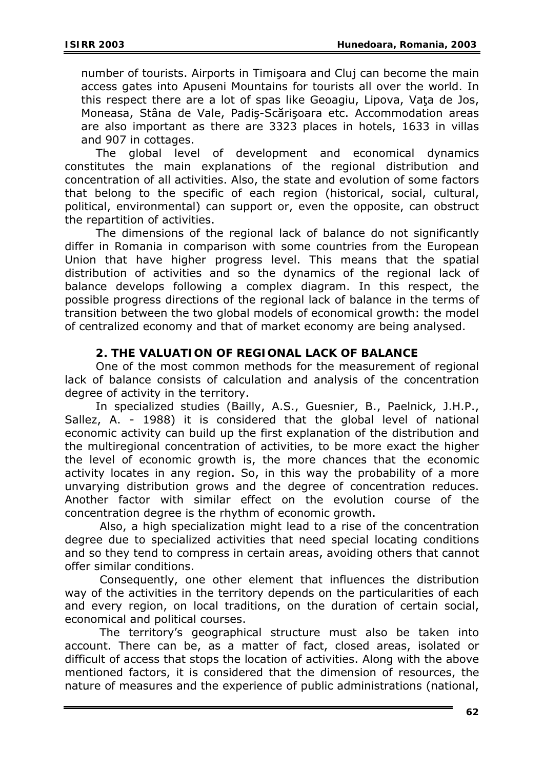number of tourists. Airports in Timişoara and Cluj can become the main access gates into Apuseni Mountains for tourists all over the world. In this respect there are a lot of spas like Geoagiu, Lipova, Vaţa de Jos, Moneasa, Stâna de Vale, Padiş-Scărişoara etc. Accommodation areas are also important as there are 3323 places in hotels, 1633 in villas and 907 in cottages.

The global level of development and economical dynamics constitutes the main explanations of the regional distribution and concentration of all activities. Also, the state and evolution of some factors that belong to the specific of each region (historical, social, cultural, political, environmental) can support or, even the opposite, can obstruct the repartition of activities.

The dimensions of the regional lack of balance do not significantly differ in Romania in comparison with some countries from the European Union that have higher progress level. This means that the spatial distribution of activities and so the dynamics of the regional lack of balance develops following a complex diagram. In this respect, the possible progress directions of the regional lack of balance in the terms of transition between the two global models of economical growth: the model of centralized economy and that of market economy are being analysed.

## 2. THE VALUATION OF REGIONAL LACK OF BALANCE

One of the most common methods for the measurement of regional lack of balance consists of calculation and analysis of the concentration degree of activity in the territory.

In specialized studies (Bailly, A.S., Guesnier, B., Paelnick, J.H.P., Sallez, A. - 1988) it is considered that the global level of national economic activity can build up the first explanation of the distribution and the multiregional concentration of activities, to be more exact the higher the level of economic growth is, the more chances that the economic activity locates in any region. So, in this way the probability of a more unvarying distribution grows and the degree of concentration reduces. Another factor with similar effect on the evolution course of the concentration degree is the rhythm of economic growth.

Also, a high specialization might lead to a rise of the concentration degree due to specialized activities that need special locating conditions and so they tend to compress in certain areas, avoiding others that cannot offer similar conditions.

Consequently, one other element that influences the distribution way of the activities in the territory depends on the particularities of each and every region, on local traditions, on the duration of certain social, economical and political courses.

The territory's geographical structure must also be taken into account. There can be, as a matter of fact, closed areas, isolated or difficult of access that stops the location of activities. Along with the above mentioned factors, it is considered that the dimension of resources, the nature of measures and the experience of public administrations (national,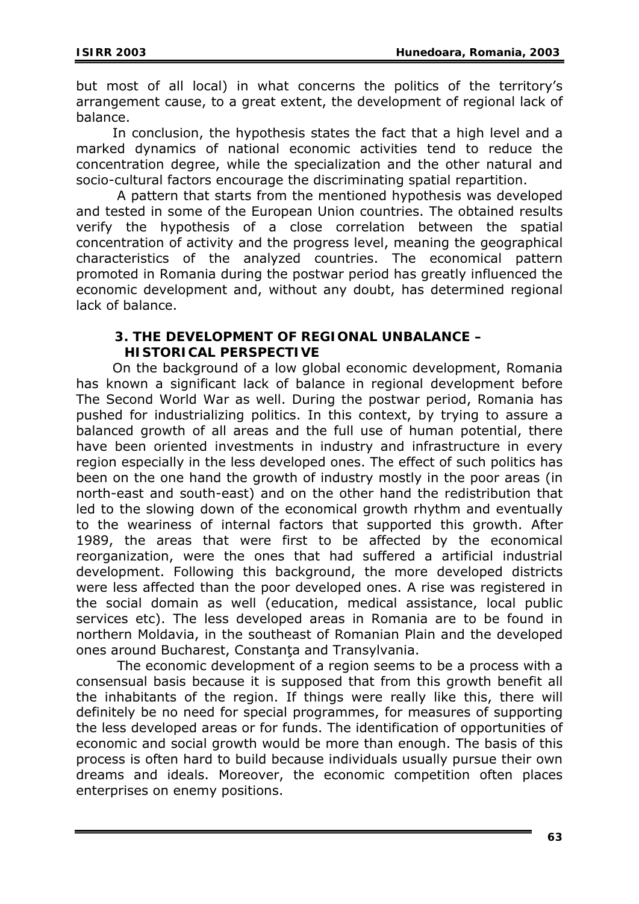but most of all local) in what concerns the politics of the territory's arrangement cause, to a great extent, the development of regional lack of balance.

In conclusion, the hypothesis states the fact that a high level and a marked dynamics of national economic activities tend to reduce the concentration degree, while the specialization and the other natural and socio-cultural factors encourage the discriminating spatial repartition.

A pattern that starts from the mentioned hypothesis was developed and tested in some of the European Union countries. The obtained results verify the hypothesis of a close correlation between the spatial concentration of activity and the progress level, meaning the geographical characteristics of the analyzed countries. The economical pattern promoted in Romania during the postwar period has greatly influenced the economic development and, without any doubt, has determined regional lack of balance.

## 3. THE DEVELOPMENT OF REGIONAL UNBALANCE – HISTORICAL PERSPECTIVE

On the background of a low global economic development, Romania has known a significant lack of balance in regional development before The Second World War as well. During the postwar period, Romania has pushed for industrializing politics. In this context, by trying to assure a balanced growth of all areas and the full use of human potential, there have been oriented investments in industry and infrastructure in every region especially in the less developed ones. The effect of such politics has been on the one hand the growth of industry mostly in the poor areas (in north-east and south-east) and on the other hand the redistribution that led to the slowing down of the economical growth rhythm and eventually to the weariness of internal factors that supported this growth. After 1989, the areas that were first to be affected by the economical reorganization, were the ones that had suffered a artificial industrial development. Following this background, the more developed districts were less affected than the poor developed ones. A rise was registered in the social domain as well (education, medical assistance, local public services etc). The less developed areas in Romania are to be found in northern Moldavia, in the southeast of Romanian Plain and the developed ones around Bucharest, Constanţa and Transylvania.

The economic development of a region seems to be a process with a consensual basis because it is supposed that from this growth benefit all the inhabitants of the region. If things were really like this, there will definitely be no need for special programmes, for measures of supporting the less developed areas or for funds. The identification of opportunities of economic and social growth would be more than enough. The basis of this process is often hard to build because individuals usually pursue their own dreams and ideals. Moreover, the economic competition often places enterprises on enemy positions.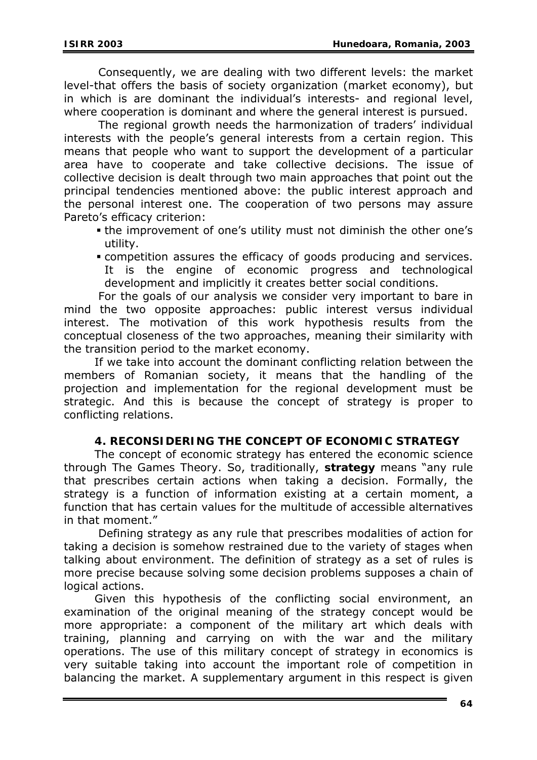Consequently, we are dealing with two different levels: the market level-that offers the basis of society organization (market economy), but in which is are dominant the individual's interests- and regional level, where cooperation is dominant and where the general interest is pursued.

The regional growth needs the harmonization of traders' individual interests with the people's general interests from a certain region. This means that people who want to support the development of a particular area have to cooperate and take collective decisions. The issue of collective decision is dealt through two main approaches that point out the principal tendencies mentioned above: the public interest approach and the personal interest one. The cooperation of two persons may assure Pareto's efficacy criterion:

- the improvement of one's utility must not diminish the other one's utility.
- competition assures the efficacy of goods producing and services. It is the engine of economic progress and technological development and implicitly it creates better social conditions.

For the goals of our analysis we consider very important to bare in mind the two opposite approaches: public interest versus individual interest. The motivation of this work hypothesis results from the conceptual closeness of the two approaches, meaning their similarity with the transition period to the market economy.

If we take into account the dominant conflicting relation between the members of Romanian society, it means that the handling of the projection and implementation for the regional development must be strategic. And this is because the concept of strategy is proper to conflicting relations.

## 4. RECONSIDERING THE CONCEPT OF ECONOMIC STRATEGY

The concept of economic strategy has entered the economic science through The Games Theory. So, traditionally, **strategy** means "any rule that prescribes certain actions when taking a decision. Formally, the strategy is a function of information existing at a certain moment, a function that has certain values for the multitude of accessible alternatives in that moment."

Defining strategy as any rule that prescribes modalities of action for taking a decision is somehow restrained due to the variety of stages when talking about environment. The definition of strategy as a set of rules is more precise because solving some decision problems supposes a chain of logical actions.

Given this hypothesis of the conflicting social environment, an examination of the original meaning of the strategy concept would be more appropriate: a component of the military art which deals with training, planning and carrying on with the war and the military operations. The use of this military concept of strategy in economics is very suitable taking into account the important role of competition in balancing the market. A supplementary argument in this respect is given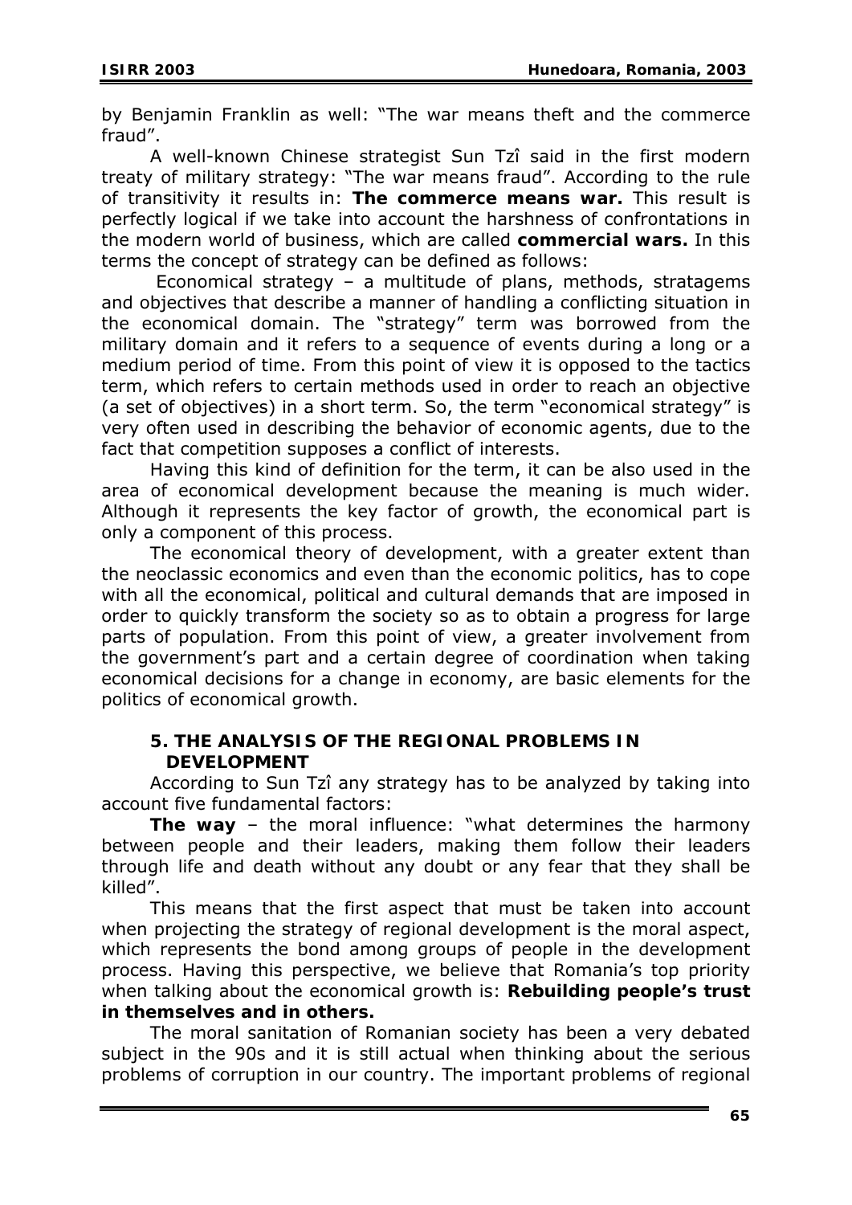by Benjamin Franklin as well: "The war means theft and the commerce fraud".

A well-known Chinese strategist Sun Tzî said in the first modern treaty of military strategy: "The war means fraud". According to the rule of transitivity it results in: **The commerce means war.** This result is perfectly logical if we take into account the harshness of confrontations in the modern world of business, which are called **commercial wars.** In this terms the concept of strategy can be defined as follows:

Economical strategy – a multitude of plans, methods, stratagems and objectives that describe a manner of handling a conflicting situation in the economical domain. The "strategy" term was borrowed from the military domain and it refers to a sequence of events during a long or a medium period of time. From this point of view it is opposed to the tactics term, which refers to certain methods used in order to reach an objective (a set of objectives) in a short term. So, the term "economical strategy" is very often used in describing the behavior of economic agents, due to the fact that competition supposes a conflict of interests.

Having this kind of definition for the term, it can be also used in the area of economical development because the meaning is much wider. Although it represents the key factor of growth, the economical part is only a component of this process.

The economical theory of development, with a greater extent than the neoclassic economics and even than the economic politics, has to cope with all the economical, political and cultural demands that are imposed in order to quickly transform the society so as to obtain a progress for large parts of population. From this point of view, a greater involvement from the government's part and a certain degree of coordination when taking economical decisions for a change in economy, are basic elements for the politics of economical growth.

## 5. THE ANALYSIS OF THE REGIONAL PROBLEMS IN DEVELOPMENT

According to Sun Tzî any strategy has to be analyzed by taking into account five fundamental factors:

**The way** – the moral influence: "what determines the harmony between people and their leaders, making them follow their leaders through life and death without any doubt or any fear that they shall be killed".

This means that the first aspect that must be taken into account when projecting the strategy of regional development is the moral aspect, which represents the bond among groups of people in the development process. Having this perspective, we believe that Romania's top priority when talking about the economical growth is: **Rebuilding people's trust in themselves and in others.**

The moral sanitation of Romanian society has been a very debated subject in the 90s and it is still actual when thinking about the serious problems of corruption in our country. The important problems of regional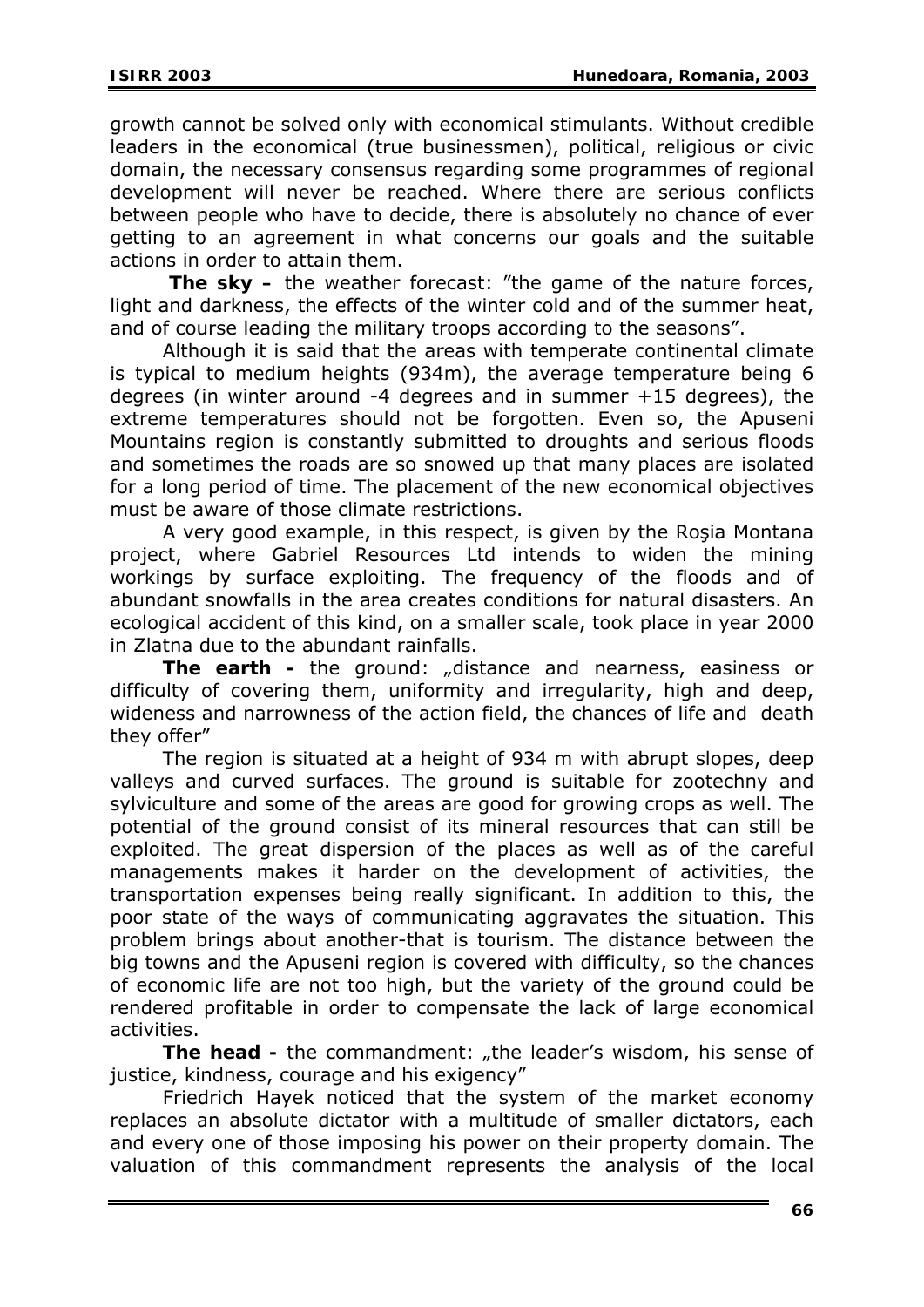growth cannot be solved only with economical stimulants. Without credible leaders in the economical (true businessmen), political, religious or civic domain, the necessary consensus regarding some programmes of regional development will never be reached. Where there are serious conflicts between people who have to decide, there is absolutely no chance of ever getting to an agreement in what concerns our goals and the suitable actions in order to attain them.

**The sky –** the weather forecast: "the game of the nature forces, light and darkness, the effects of the winter cold and of the summer heat, and of course leading the military troops according to the seasons".

Although it is said that the areas with temperate continental climate is typical to medium heights (934m), the average temperature being 6 degrees (in winter around -4 degrees and in summer +15 degrees), the extreme temperatures should not be forgotten. Even so, the Apuseni Mountains region is constantly submitted to droughts and serious floods and sometimes the roads are so snowed up that many places are isolated for a long period of time. The placement of the new economical objectives must be aware of those climate restrictions.

A very good example, in this respect, is given by the Roşia Montana project, where Gabriel Resources Ltd intends to widen the mining workings by surface exploiting. The frequency of the floods and of abundant snowfalls in the area creates conditions for natural disasters. An ecological accident of this kind, on a smaller scale, took place in year 2000 in Zlatna due to the abundant rainfalls.

**The earth -** the ground: „distance and nearness, easiness or difficulty of covering them, uniformity and irregularity, high and deep, wideness and narrowness of the action field, the chances of life and death they offer"

The region is situated at a height of 934 m with abrupt slopes, deep valleys and curved surfaces. The ground is suitable for zootechny and sylviculture and some of the areas are good for growing crops as well. The potential of the ground consist of its mineral resources that can still be exploited. The great dispersion of the places as well as of the careful managements makes it harder on the development of activities, the transportation expenses being really significant. In addition to this, the poor state of the ways of communicating aggravates the situation. This problem brings about another-that is tourism. The distance between the big towns and the Apuseni region is covered with difficulty, so the chances of economic life are not too high, but the variety of the ground could be rendered profitable in order to compensate the lack of large economical activities.

**The head -** the commandment: „the leader's wisdom, his sense of justice, kindness, courage and his exigency"

Friedrich Hayek noticed that the system of the market economy replaces an absolute dictator with a multitude of smaller dictators, each and every one of those imposing his power on their property domain. The valuation of this commandment represents the analysis of the local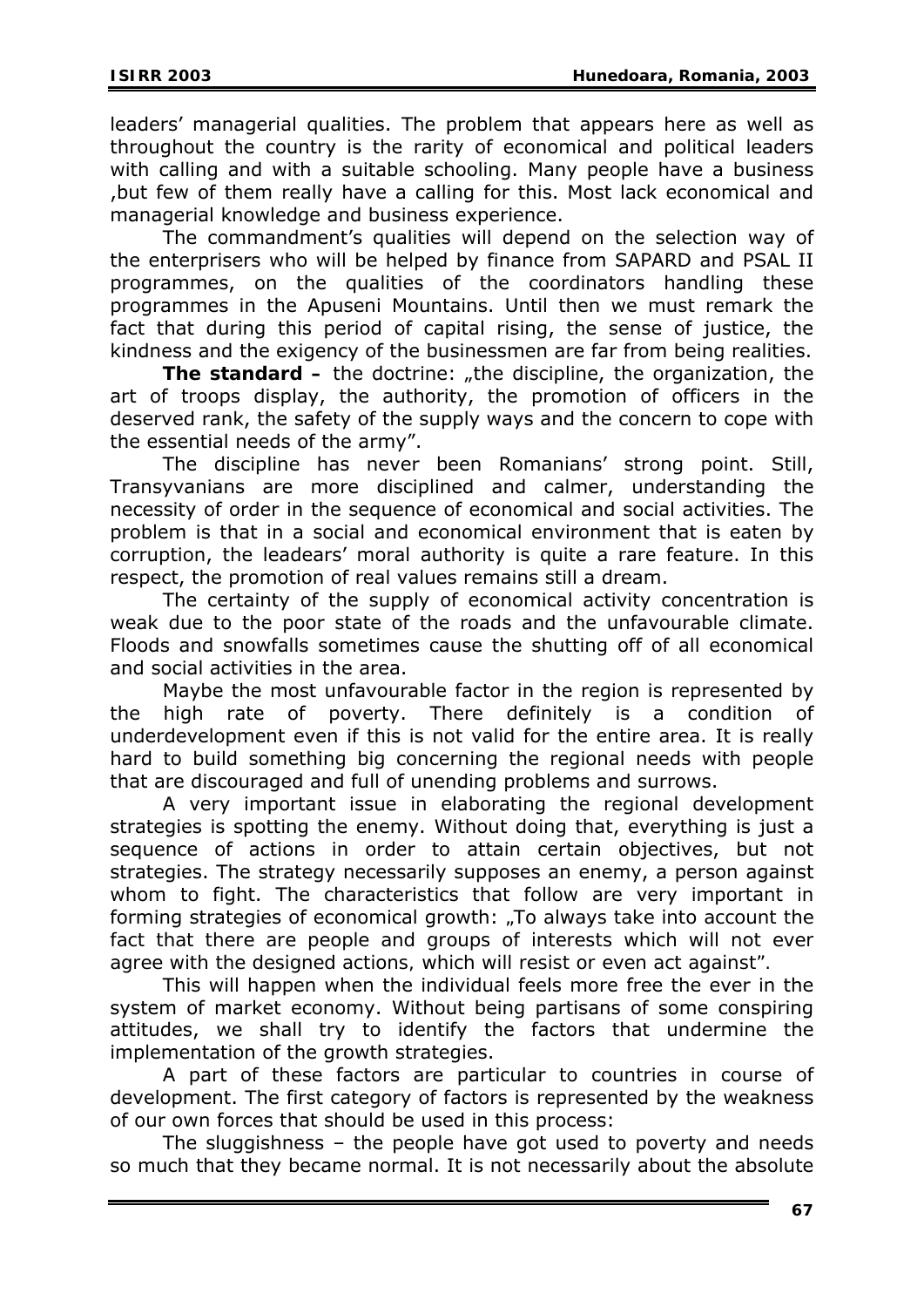leaders' managerial qualities. The problem that appears here as well as throughout the country is the rarity of economical and political leaders with calling and with a suitable schooling. Many people have a business ,but few of them really have a calling for this. Most lack economical and managerial knowledge and business experience.

The commandment's qualities will depend on the selection way of the enterprisers who will be helped by finance from SAPARD and PSAL II programmes, on the qualities of the coordinators handling these programmes in the Apuseni Mountains. Until then we must remark the fact that during this period of capital rising, the sense of justice, the kindness and the exigency of the businessmen are far from being realities.

**The standard –** the doctrine: „the discipline, the organization, the art of troops display, the authority, the promotion of officers in the deserved rank, the safety of the supply ways and the concern to cope with the essential needs of the army".

The discipline has never been Romanians' strong point. Still, Transyvanians are more disciplined and calmer, understanding the necessity of order in the sequence of economical and social activities. The problem is that in a social and economical environment that is eaten by corruption, the leadears' moral authority is quite a rare feature. In this respect, the promotion of real values remains still a dream.

The certainty of the supply of economical activity concentration is weak due to the poor state of the roads and the unfavourable climate. Floods and snowfalls sometimes cause the shutting off of all economical and social activities in the area.

Maybe the most unfavourable factor in the region is represented by the high rate of poverty. There definitely is a condition of underdevelopment even if this is not valid for the entire area. It is really hard to build something big concerning the regional needs with people that are discouraged and full of unending problems and surrows.

A very important issue in elaborating the regional development strategies is spotting the enemy. Without doing that, everything is just a sequence of actions in order to attain certain objectives, but not strategies. The strategy necessarily supposes an enemy, a person against whom to fight. The characteristics that follow are very important in forming strategies of economical growth: „To always take into account the fact that there are people and groups of interests which will not ever agree with the designed actions, which will resist or even act against".

This will happen when the individual feels more free the ever in the system of market economy. Without being partisans of some conspiring attitudes, we shall try to identify the factors that undermine the implementation of the growth strategies.

A part of these factors are particular to countries in course of development. The first category of factors is represented by the weakness of our own forces that should be used in this process:

The sluggishness – the people have got used to poverty and needs so much that they became normal. It is not necessarily about the absolute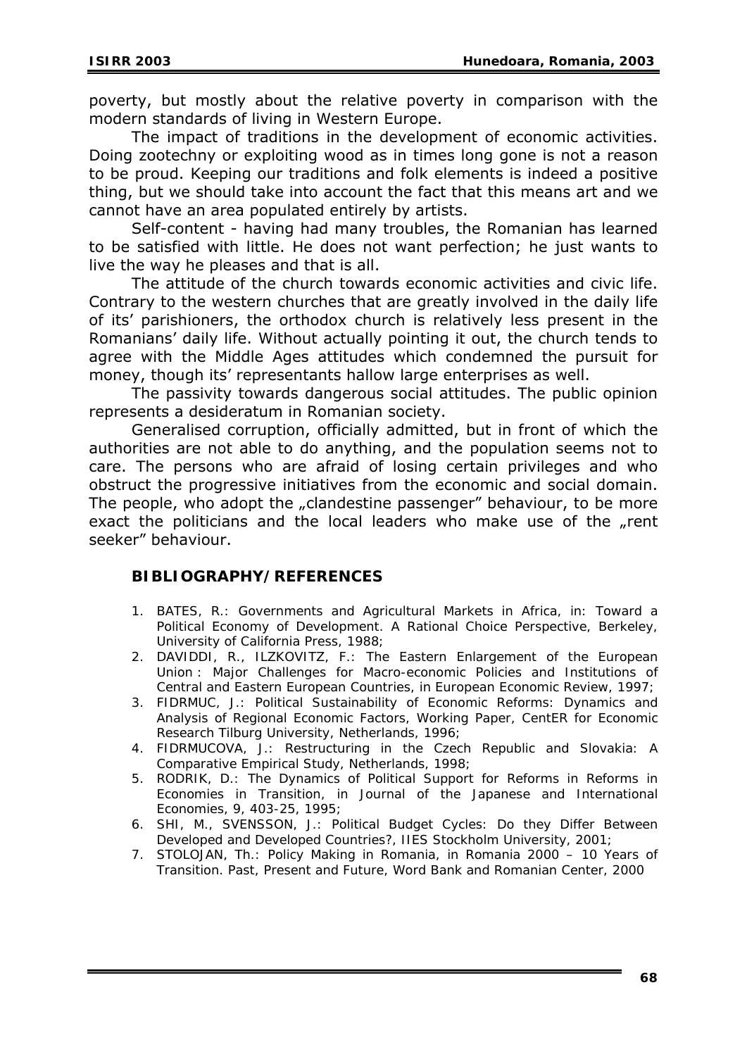poverty, but mostly about the relative poverty in comparison with the modern standards of living in Western Europe.

The impact of traditions in the development of economic activities. Doing zootechny or exploiting wood as in times long gone is not a reason to be proud. Keeping our traditions and folk elements is indeed a positive thing, but we should take into account the fact that this means art and we cannot have an area populated entirely by artists.

Self-content - having had many troubles, the Romanian has learned to be satisfied with little. He does not want perfection; he just wants to live the way he pleases and that is all.

The attitude of the church towards economic activities and civic life. Contrary to the western churches that are greatly involved in the daily life of its' parishioners, the orthodox church is relatively less present in the Romanians' daily life. Without actually pointing it out, the church tends to agree with the Middle Ages attitudes which condemned the pursuit for money, though its' representants hallow large enterprises as well.

The passivity towards dangerous social attitudes. The public opinion represents a desideratum in Romanian society.

Generalised corruption, officially admitted, but in front of which the authorities are not able to do anything, and the population seems not to care. The persons who are afraid of losing certain privileges and who obstruct the progressive initiatives from the economic and social domain. The people, who adopt the „clandestine passenger" behaviour, to be more exact the politicians and the local leaders who make use of the „rent seeker" behaviour.

## BIBLIOGRAPHY/REFERENCES

1. BATES, R.: Governments and Agricultural Markets in Africa, in: Toward a Political Economy of Development. A Rational Choice Perspective, Berkeley, University of California Press, 1988;
2. DAVIDDI, R., ILZKOVITZ, F.: The Eastern Enlargement of the European Union : Major Challenges for Macro-economic Policies and Institutions of Central and Eastern European Countries, in European Economic Review, 1997;
3. FIDRMUC, J.: Political Sustainability of Economic Reforms: Dynamics and Analysis of Regional Economic Factors, Working Paper, CentER for Economic Research Tilburg University, Netherlands, 1996;
4. FIDRMUCOVA, J.: Restructuring in the Czech Republic and Slovakia: A Comparative Empirical Study, Netherlands, 1998;
5. RODRIK, D.: The Dynamics of Political Support for Reforms in Reforms in Economies in Transition, in Journal of the Japanese and International Economies, 9, 403-25, 1995;
6. SHI, M., SVENSSON, J.: Political Budget Cycles: Do they Differ Between Developed and Developed Countries?, IIES Stockholm University, 2001;
7. STOLOJAN, Th.: Policy Making in Romania, in Romania 2000 – 10 Years of Transition. Past, Present and Future, Word Bank and Romanian Center, 2000